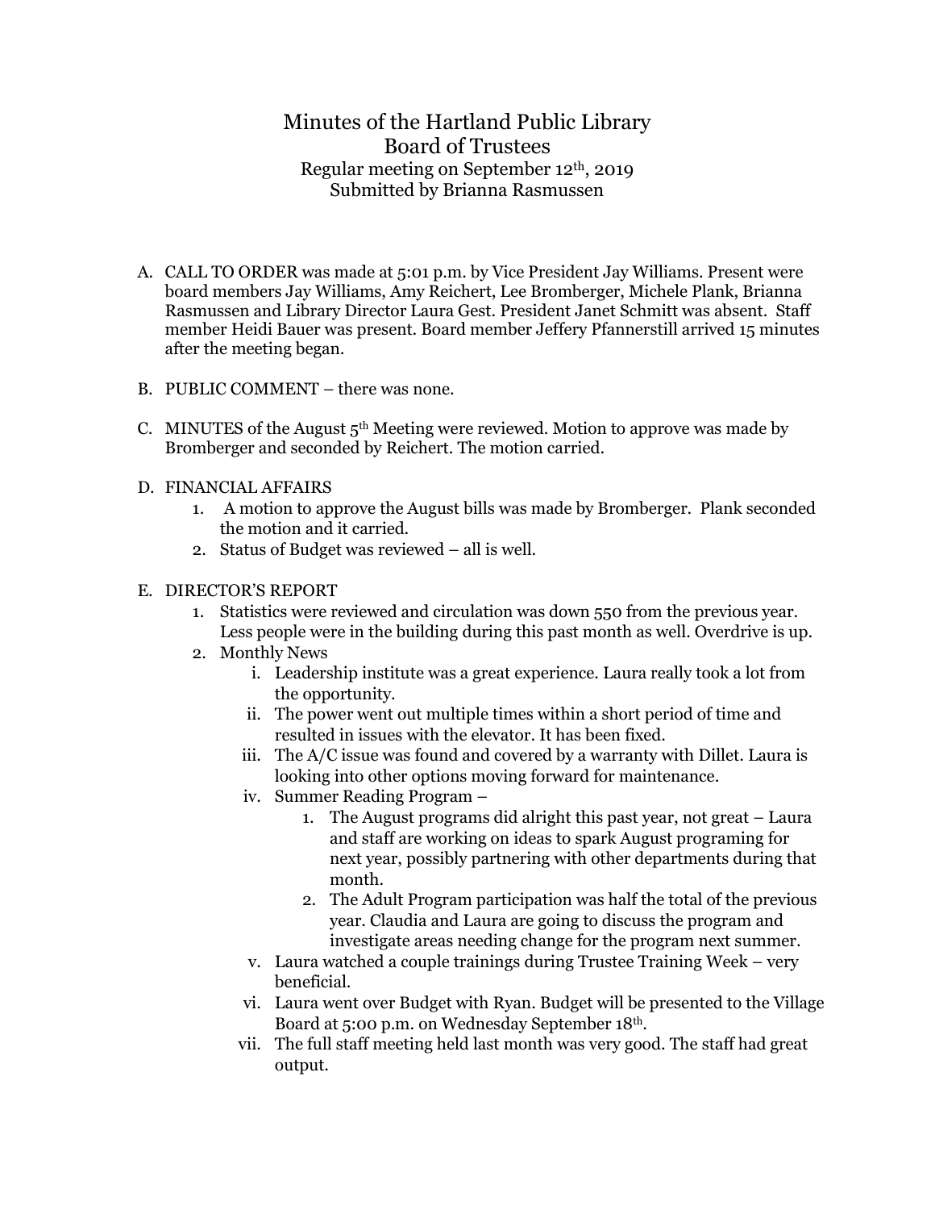# Minutes of the Hartland Public Library Board of Trustees

Regular meeting on September 12th, 2019
Submitted by Brianna Rasmussen

A. CALL TO ORDER was made at 5:01 p.m. by Vice President Jay Williams. Present were board members Jay Williams, Amy Reichert, Lee Bromberger, Michele Plank, Brianna Rasmussen and Library Director Laura Gest. President Janet Schmitt was absent. Staff member Heidi Bauer was present. Board member Jeffery Pfannerstill arrived 15 minutes after the meeting began.

B. PUBLIC COMMENT – there was none.

C. MINUTES of the August 5th Meeting were reviewed. Motion to approve was made by Bromberger and seconded by Reichert. The motion carried.

D. FINANCIAL AFFAIRS
   1. A motion to approve the August bills was made by Bromberger. Plank seconded the motion and it carried.
   2. Status of Budget was reviewed – all is well.

E. DIRECTOR'S REPORT
   1. Statistics were reviewed and circulation was down 550 from the previous year. Less people were in the building during this past month as well. Overdrive is up.
   2. Monthly News
      i. Leadership institute was a great experience. Laura really took a lot from the opportunity.
      ii. The power went out multiple times within a short period of time and resulted in issues with the elevator. It has been fixed.
      iii. The A/C issue was found and covered by a warranty with Dillet. Laura is looking into other options moving forward for maintenance.
      iv. Summer Reading Program –
         1. The August programs did alright this past year, not great – Laura and staff are working on ideas to spark August programing for next year, possibly partnering with other departments during that month.
         2. The Adult Program participation was half the total of the previous year. Claudia and Laura are going to discuss the program and investigate areas needing change for the program next summer.
      v. Laura watched a couple trainings during Trustee Training Week – very beneficial.
      vi. Laura went over Budget with Ryan. Budget will be presented to the Village Board at 5:00 p.m. on Wednesday September 18th.
      vii. The full staff meeting held last month was very good. The staff had great output.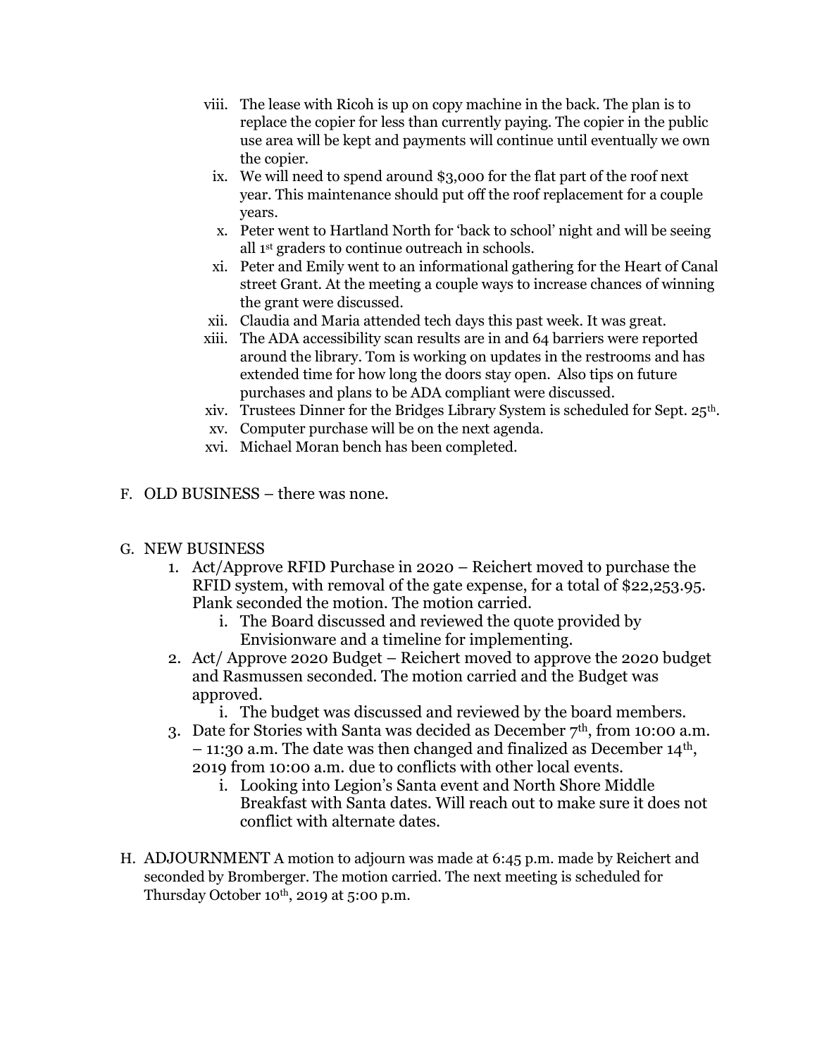viii. The lease with Ricoh is up on copy machine in the back. The plan is to replace the copier for less than currently paying. The copier in the public use area will be kept and payments will continue until eventually we own the copier.

ix. We will need to spend around $3,000 for the flat part of the roof next year. This maintenance should put off the roof replacement for a couple years.

x. Peter went to Hartland North for 'back to school' night and will be seeing all 1st graders to continue outreach in schools.

xi. Peter and Emily went to an informational gathering for the Heart of Canal street Grant. At the meeting a couple ways to increase chances of winning the grant were discussed.

xii. Claudia and Maria attended tech days this past week. It was great.

xiii. The ADA accessibility scan results are in and 64 barriers were reported around the library. Tom is working on updates in the restrooms and has extended time for how long the doors stay open. Also tips on future purchases and plans to be ADA compliant were discussed.

xiv. Trustees Dinner for the Bridges Library System is scheduled for Sept. 25th.

xv. Computer purchase will be on the next agenda.

xvi. Michael Moran bench has been completed.

F. OLD BUSINESS – there was none.

G. NEW BUSINESS

1. Act/Approve RFID Purchase in 2020 – Reichert moved to purchase the RFID system, with removal of the gate expense, for a total of $22,253.95. Plank seconded the motion. The motion carried.
   i. The Board discussed and reviewed the quote provided by Envisionware and a timeline for implementing.
2. Act/ Approve 2020 Budget – Reichert moved to approve the 2020 budget and Rasmussen seconded. The motion carried and the Budget was approved.
   i. The budget was discussed and reviewed by the board members.
3. Date for Stories with Santa was decided as December 7th, from 10:00 a.m. – 11:30 a.m. The date was then changed and finalized as December 14th, 2019 from 10:00 a.m. due to conflicts with other local events.
   i. Looking into Legion's Santa event and North Shore Middle Breakfast with Santa dates. Will reach out to make sure it does not conflict with alternate dates.

H. ADJOURNMENT A motion to adjourn was made at 6:45 p.m. made by Reichert and seconded by Bromberger. The motion carried. The next meeting is scheduled for Thursday October 10th, 2019 at 5:00 p.m.